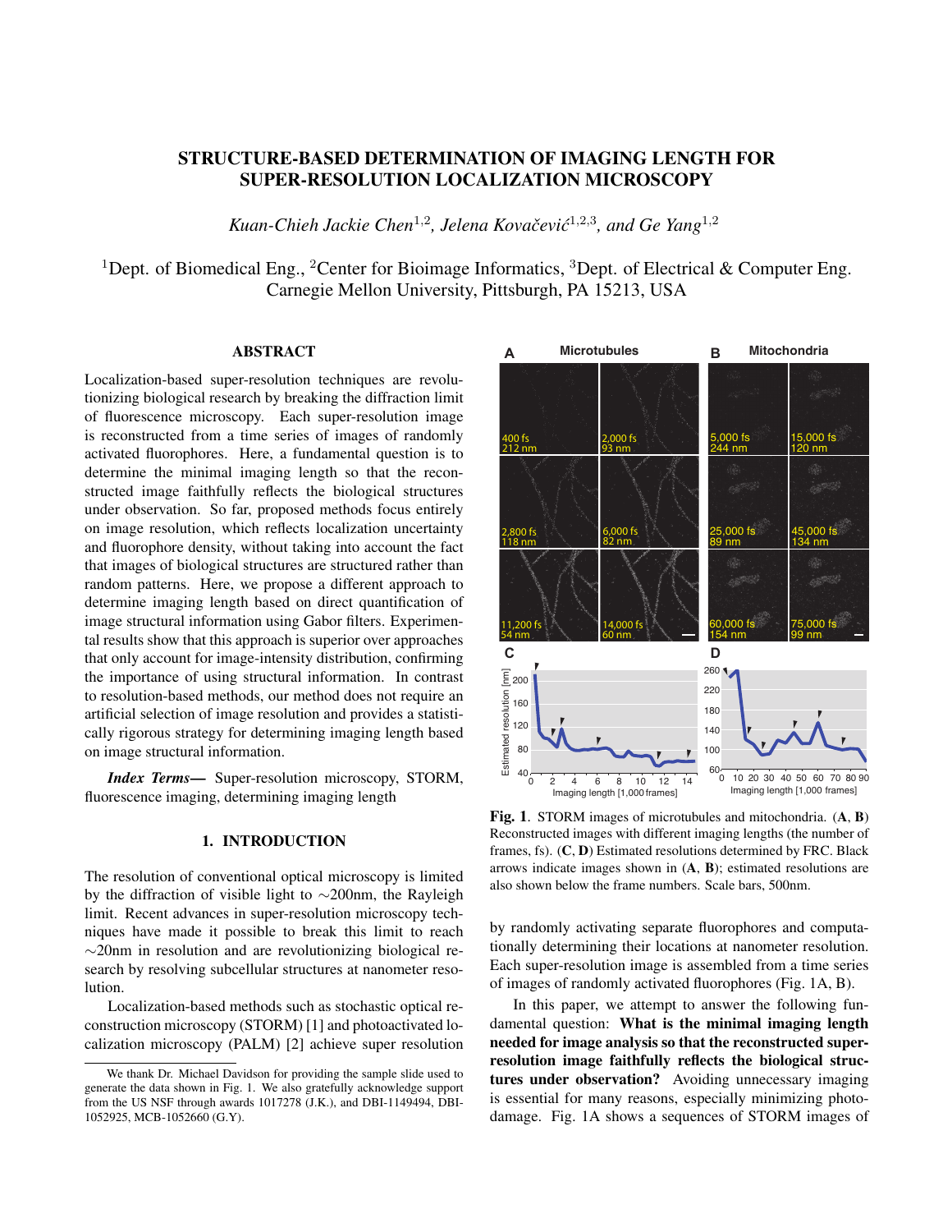# STRUCTURE-BASED DETERMINATION OF IMAGING LENGTH FOR SUPER-RESOLUTION LOCALIZATION MICROSCOPY

*Kuan-Chieh Jackie Chen[1,2], Jelena Kovačević[1,2,3], and Ge Yang[1,2]*

[1]Dept. of Biomedical Eng., [2]Center for Bioimage Informatics, [3]Dept. of Electrical & Computer Eng.
Carnegie Mellon University, Pittsburgh, PA 15213, USA

## ABSTRACT

Localization-based super-resolution techniques are revolutionizing biological research by breaking the diffraction limit of fluorescence microscopy. Each super-resolution image is reconstructed from a time series of images of randomly activated fluorophores. Here, a fundamental question is to determine the minimal imaging length so that the reconstructed image faithfully reflects the biological structures under observation. So far, proposed methods focus entirely on image resolution, which reflects localization uncertainty and fluorophore density, without taking into account the fact that images of biological structures are structured rather than random patterns. Here, we propose a different approach to determine imaging length based on direct quantification of image structural information using Gabor filters. Experimental results show that this approach is superior over approaches that only account for image-intensity distribution, confirming the importance of using structural information. In contrast to resolution-based methods, our method does not require an artificial selection of image resolution and provides a statistically rigorous strategy for determining imaging length based on image structural information.

***Index Terms***— Super-resolution microscopy, STORM, fluorescence imaging, determining imaging length

## 1. INTRODUCTION

The resolution of conventional optical microscopy is limited by the diffraction of visible light to ∼200nm, the Rayleigh limit. Recent advances in super-resolution microscopy techniques have made it possible to break this limit to reach ∼20nm in resolution and are revolutionizing biological research by resolving subcellular structures at nanometer resolution.

Localization-based methods such as stochastic optical reconstruction microscopy (STORM) [1] and photoactivated localization microscopy (PALM) [2] achieve super resolution by randomly activating separate fluorophores and computationally determining their locations at nanometer resolution. Each super-resolution image is assembled from a time series of images of randomly activated fluorophores (Fig. 1A, B).

**Fig. 1**. STORM images of microtubules and mitochondria. (**A**, **B**) Reconstructed images with different imaging lengths (the number of frames, fs). (**C**, **D**) Estimated resolutions determined by FRC. Black arrows indicate images shown in (**A**, **B**); estimated resolutions are also shown below the frame numbers. Scale bars, 500nm.

In this paper, we attempt to answer the following fundamental question: **What is the minimal imaging length needed for image analysis so that the reconstructed super-resolution image faithfully reflects the biological structures under observation?** Avoiding unnecessary imaging is essential for many reasons, especially minimizing photodamage. Fig. 1A shows a sequences of STORM images of

We thank Dr. Michael Davidson for providing the sample slide used to generate the data shown in Fig. 1. We also gratefully acknowledge support from the US NSF through awards 1017278 (J.K.), and DBI-1149494, DBI-1052925, MCB-1052660 (G.Y).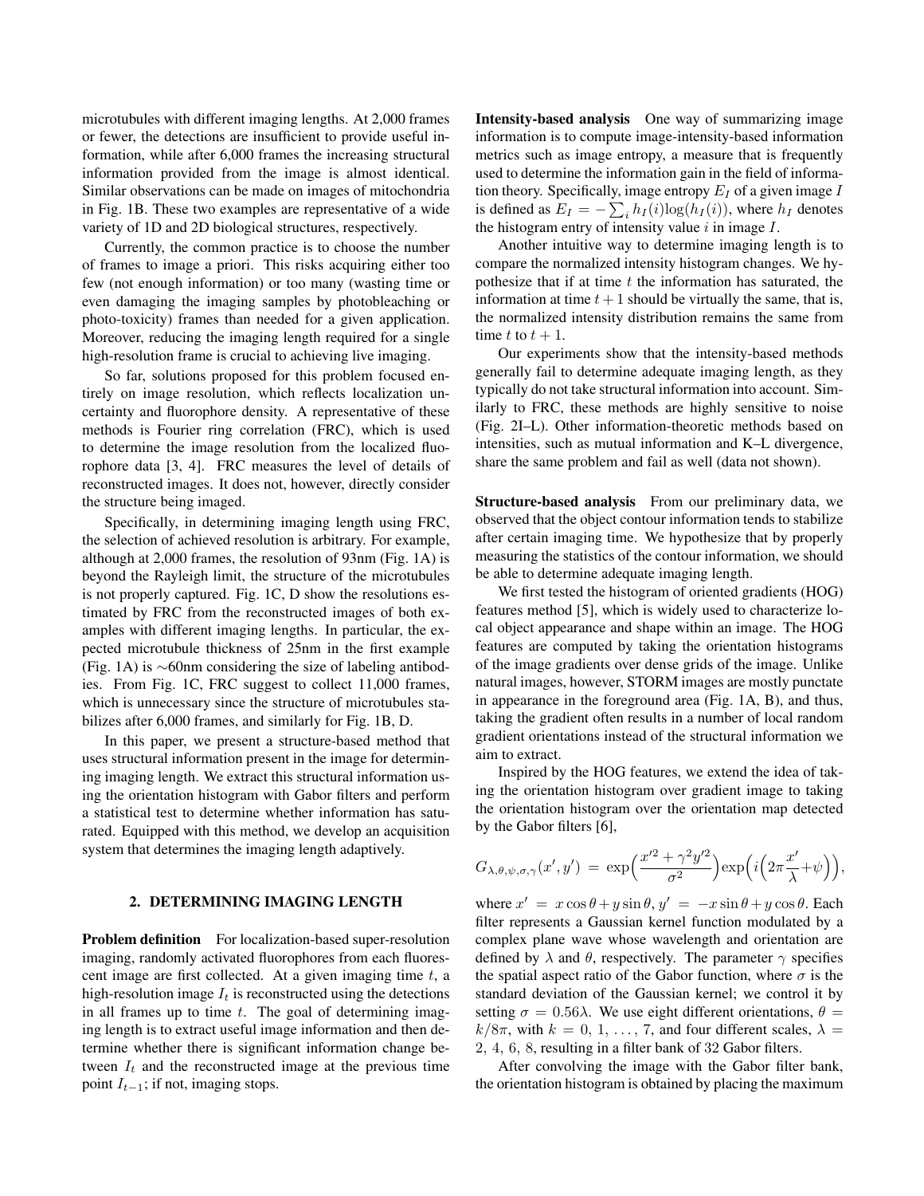microtubules with different imaging lengths. At 2,000 frames or fewer, the detections are insufficient to provide useful information, while after 6,000 frames the increasing structural information provided from the image is almost identical. Similar observations can be made on images of mitochondria in Fig. 1B. These two examples are representative of a wide variety of 1D and 2D biological structures, respectively.

Currently, the common practice is to choose the number of frames to image a priori. This risks acquiring either too few (not enough information) or too many (wasting time or even damaging the imaging samples by photobleaching or photo-toxicity) frames than needed for a given application. Moreover, reducing the imaging length required for a single high-resolution frame is crucial to achieving live imaging.

So far, solutions proposed for this problem focused entirely on image resolution, which reflects localization uncertainty and fluorophore density. A representative of these methods is Fourier ring correlation (FRC), which is used to determine the image resolution from the localized fluorophore data [3, 4]. FRC measures the level of details of reconstructed images. It does not, however, directly consider the structure being imaged.

Specifically, in determining imaging length using FRC, the selection of achieved resolution is arbitrary. For example, although at 2,000 frames, the resolution of 93nm (Fig. 1A) is beyond the Rayleigh limit, the structure of the microtubules is not properly captured. Fig. 1C, D show the resolutions estimated by FRC from the reconstructed images of both examples with different imaging lengths. In particular, the expected microtubule thickness of 25nm in the first example (Fig. 1A) is ∼60nm considering the size of labeling antibodies. From Fig. 1C, FRC suggest to collect 11,000 frames, which is unnecessary since the structure of microtubules stabilizes after 6,000 frames, and similarly for Fig. 1B, D.

In this paper, we present a structure-based method that uses structural information present in the image for determining imaging length. We extract this structural information using the orientation histogram with Gabor filters and perform a statistical test to determine whether information has saturated. Equipped with this method, we develop an acquisition system that determines the imaging length adaptively.

## 2. DETERMINING IMAGING LENGTH

**Problem definition** For localization-based super-resolution imaging, randomly activated fluorophores from each fluorescent image are first collected. At a given imaging time $t$, a high-resolution image $I_t$ is reconstructed using the detections in all frames up to time $t$. The goal of determining imaging length is to extract useful image information and then determine whether there is significant information change between $I_t$ and the reconstructed image at the previous time point $I_{t-1}$; if not, imaging stops.

**Intensity-based analysis** One way of summarizing image information is to compute image-intensity-based information metrics such as image entropy, a measure that is frequently used to determine the information gain in the field of information theory. Specifically, image entropy $E_I$ of a given image $I$ is defined as $E_I = -\sum_i h_I(i)\log(h_I(i))$, where $h_I$ denotes the histogram entry of intensity value $i$ in image $I$.

Another intuitive way to determine imaging length is to compare the normalized intensity histogram changes. We hypothesize that if at time $t$ the information has saturated, the information at time $t+1$ should be virtually the same, that is, the normalized intensity distribution remains the same from time $t$ to $t+1$.

Our experiments show that the intensity-based methods generally fail to determine adequate imaging length, as they typically do not take structural information into account. Similarly to FRC, these methods are highly sensitive to noise (Fig. 2I–L). Other information-theoretic methods based on intensities, such as mutual information and K–L divergence, share the same problem and fail as well (data not shown).

**Structure-based analysis** From our preliminary data, we observed that the object contour information tends to stabilize after certain imaging time. We hypothesize that by properly measuring the statistics of the contour information, we should be able to determine adequate imaging length.

We first tested the histogram of oriented gradients (HOG) features method [5], which is widely used to characterize local object appearance and shape within an image. The HOG features are computed by taking the orientation histograms of the image gradients over dense grids of the image. Unlike natural images, however, STORM images are mostly punctate in appearance in the foreground area (Fig. 1A, B), and thus, taking the gradient often results in a number of local random gradient orientations instead of the structural information we aim to extract.

Inspired by the HOG features, we extend the idea of taking the orientation histogram over gradient image to taking the orientation histogram over the orientation map detected by the Gabor filters [6],

$$G_{\lambda,\theta,\psi,\sigma,\gamma}(x', y') = \exp\Big(\frac{x'^2 + \gamma^2 y'^2}{\sigma^2}\Big)\exp\Big(i\Big(2\pi\frac{x'}{\lambda}+\psi\Big)\Big),$$

where $x' = x\cos\theta + y\sin\theta$, $y' = -x\sin\theta + y\cos\theta$. Each filter represents a Gaussian kernel function modulated by a complex plane wave whose wavelength and orientation are defined by $\lambda$ and $\theta$, respectively. The parameter $\gamma$ specifies the spatial aspect ratio of the Gabor function, where $\sigma$ is the standard deviation of the Gaussian kernel; we control it by setting $\sigma = 0.56\lambda$. We use eight different orientations, $\theta = k/8\pi$, with $k = 0, 1, \ldots, 7$, and four different scales, $\lambda = 2, 4, 6, 8$, resulting in a filter bank of 32 Gabor filters.

After convolving the image with the Gabor filter bank, the orientation histogram is obtained by placing the maximum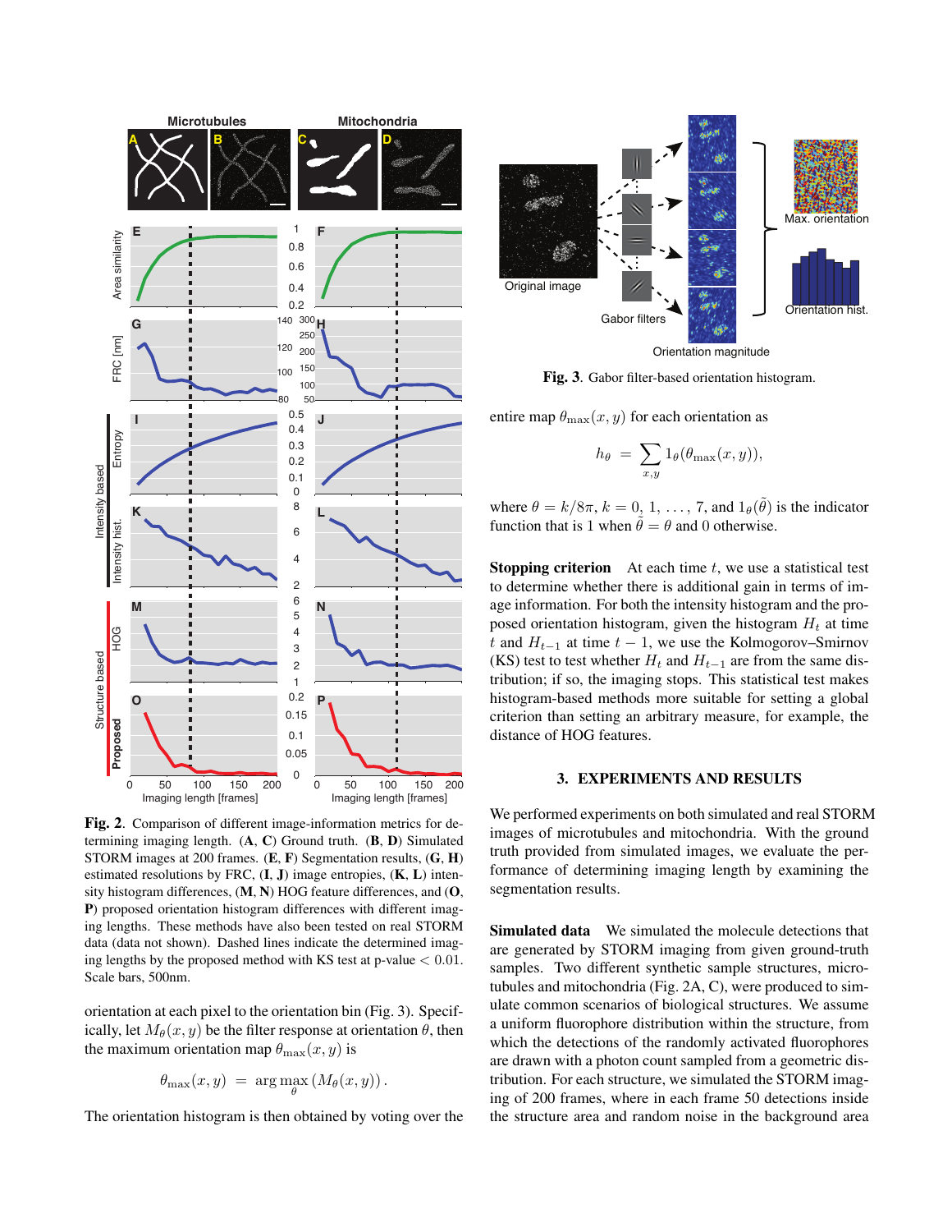**Fig. 2**. Comparison of different image-information metrics for determining imaging length. (**A**, **C**) Ground truth. (**B**, **D**) Simulated STORM images at 200 frames. (**E**, **F**) Segmentation results, (**G**, **H**) estimated resolutions by FRC, (**I**, **J**) image entropies, (**K**, **L**) intensity histogram differences, (**M**, **N**) HOG feature differences, and (**O**, **P**) proposed orientation histogram differences with different imaging lengths. These methods have also been tested on real STORM data (data not shown). Dashed lines indicate the determined imaging lengths by the proposed method with KS test at p-value $< 0.01$. Scale bars, 500nm.

orientation at each pixel to the orientation bin (Fig. 3). Specifically, let $M_\theta(x, y)$ be the filter response at orientation $\theta$, then the maximum orientation map $\theta_{\max}(x, y)$ is

$$\theta_{\max}(x, y) \;=\; \arg\max_{\theta} \left( M_\theta(x, y) \right).$$

The orientation histogram is then obtained by voting over the entire map $\theta_{\max}(x, y)$ for each orientation as

**Fig. 3**. Gabor filter-based orientation histogram.

$$h_\theta \;=\; \sum_{x,y} 1_\theta(\theta_{\max}(x, y)),$$

where $\theta = k/8\pi$, $k = 0, 1, \ldots, 7$, and $1_\theta(\tilde{\theta})$ is the indicator function that is 1 when $\tilde{\theta} = \theta$ and 0 otherwise.

**Stopping criterion** At each time $t$, we use a statistical test to determine whether there is additional gain in terms of image information. For both the intensity histogram and the proposed orientation histogram, given the histogram $H_t$ at time $t$ and $H_{t-1}$ at time $t-1$, we use the Kolmogorov–Smirnov (KS) test to test whether $H_t$ and $H_{t-1}$ are from the same distribution; if so, the imaging stops. This statistical test makes histogram-based methods more suitable for setting a global criterion than setting an arbitrary measure, for example, the distance of HOG features.

## 3. EXPERIMENTS AND RESULTS

We performed experiments on both simulated and real STORM images of microtubules and mitochondria. With the ground truth provided from simulated images, we evaluate the performance of determining imaging length by examining the segmentation results.

**Simulated data** We simulated the molecule detections that are generated by STORM imaging from given ground-truth samples. Two different synthetic sample structures, microtubules and mitochondria (Fig. 2A, C), were produced to simulate common scenarios of biological structures. We assume a uniform fluorophore distribution within the structure, from which the detections of the randomly activated fluorophores are drawn with a photon count sampled from a geometric distribution. For each structure, we simulated the STORM imaging of 200 frames, where in each frame 50 detections inside the structure area and random noise in the background area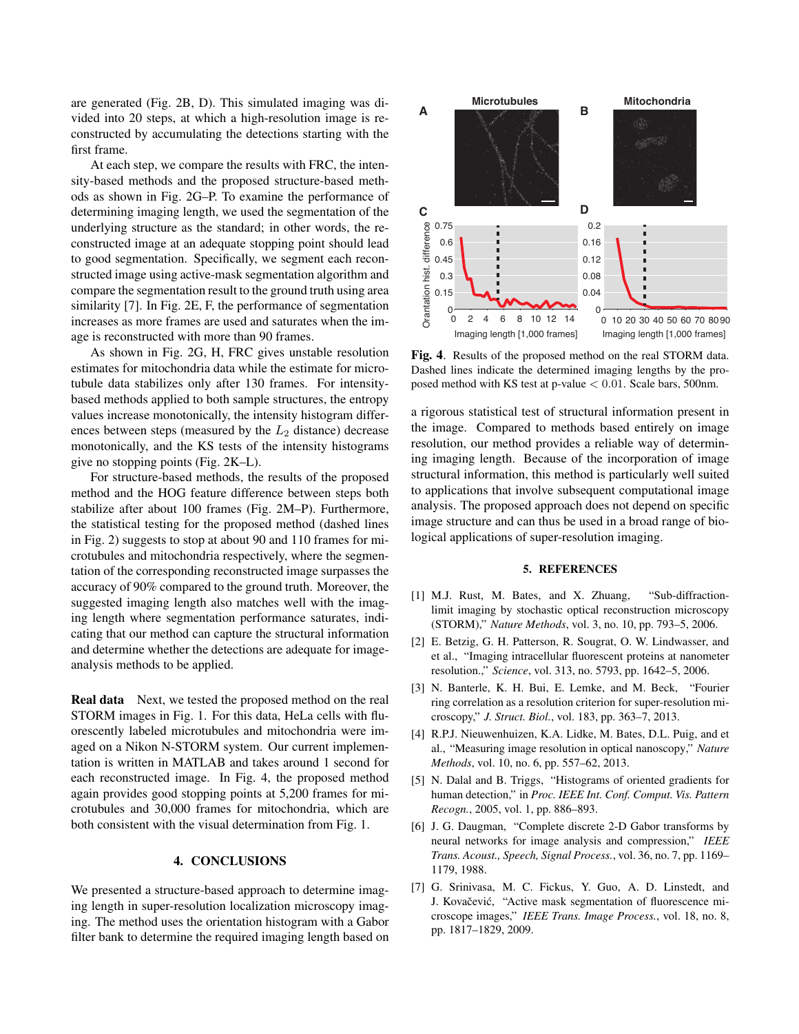are generated (Fig. 2B, D). This simulated imaging was divided into 20 steps, at which a high-resolution image is reconstructed by accumulating the detections starting with the first frame.

At each step, we compare the results with FRC, the intensity-based methods and the proposed structure-based methods as shown in Fig. 2G–P. To examine the performance of determining imaging length, we used the segmentation of the underlying structure as the standard; in other words, the reconstructed image at an adequate stopping point should lead to good segmentation. Specifically, we segment each reconstructed image using active-mask segmentation algorithm and compare the segmentation result to the ground truth using area similarity [7]. In Fig. 2E, F, the performance of segmentation increases as more frames are used and saturates when the image is reconstructed with more than 90 frames.

As shown in Fig. 2G, H, FRC gives unstable resolution estimates for mitochondria data while the estimate for microtubule data stabilizes only after 130 frames. For intensity-based methods applied to both sample structures, the entropy values increase monotonically, the intensity histogram differences between steps (measured by the $L_2$ distance) decrease monotonically, and the KS tests of the intensity histograms give no stopping points (Fig. 2K–L).

For structure-based methods, the results of the proposed method and the HOG feature difference between steps both stabilize after about 100 frames (Fig. 2M–P). Furthermore, the statistical testing for the proposed method (dashed lines in Fig. 2) suggests to stop at about 90 and 110 frames for microtubules and mitochondria respectively, where the segmentation of the corresponding reconstructed image surpasses the accuracy of 90% compared to the ground truth. Moreover, the suggested imaging length also matches well with the imaging length where segmentation performance saturates, indicating that our method can capture the structural information and determine whether the detections are adequate for image-analysis methods to be applied.

**Real data** Next, we tested the proposed method on the real STORM images in Fig. 1. For this data, HeLa cells with fluorescently labeled microtubules and mitochondria were imaged on a Nikon N-STORM system. Our current implementation is written in MATLAB and takes around 1 second for each reconstructed image. In Fig. 4, the proposed method again provides good stopping points at 5,200 frames for microtubules and 30,000 frames for mitochondria, which are both consistent with the visual determination from Fig. 1.

## 4. CONCLUSIONS

We presented a structure-based approach to determine imaging length in super-resolution localization microscopy imaging. The method uses the orientation histogram with a Gabor filter bank to determine the required imaging length based on a rigorous statistical test of structural information present in the image. Compared to methods based entirely on image resolution, our method provides a reliable way of determining imaging length. Because of the incorporation of image structural information, this method is particularly well suited to applications that involve subsequent computational image analysis. The proposed approach does not depend on specific image structure and can thus be used in a broad range of biological applications of super-resolution imaging.

A Microtubules
B Mitochondria
C
D
Orantation hist. difference
0.75
0.6
0.45
0.3
0.15
0
0 2 4 6 8 10 12 14
Imaging length [1,000 frames]
0.2
0.16
0.12
0.08
0.04
0
0 10 20 30 40 50 60 70 80 90
Imaging length [1,000 frames]

**Fig. 4**. Results of the proposed method on the real STORM data. Dashed lines indicate the determined imaging lengths by the proposed method with KS test at p-value $< 0.01$. Scale bars, 500nm.

## 5. REFERENCES

[1] M.J. Rust, M. Bates, and X. Zhuang, "Sub-diffraction-limit imaging by stochastic optical reconstruction microscopy (STORM)," *Nature Methods*, vol. 3, no. 10, pp. 793–5, 2006.

[2] E. Betzig, G. H. Patterson, R. Sougrat, O. W. Lindwasser, and et al., "Imaging intracellular fluorescent proteins at nanometer resolution.," *Science*, vol. 313, no. 5793, pp. 1642–5, 2006.

[3] N. Banterle, K. H. Bui, E. Lemke, and M. Beck, "Fourier ring correlation as a resolution criterion for super-resolution microscopy," *J. Struct. Biol.*, vol. 183, pp. 363–7, 2013.

[4] R.P.J. Nieuwenhuizen, K.A. Lidke, M. Bates, D.L. Puig, and et al., "Measuring image resolution in optical nanoscopy," *Nature Methods*, vol. 10, no. 6, pp. 557–62, 2013.

[5] N. Dalal and B. Triggs, "Histograms of oriented gradients for human detection," in *Proc. IEEE Int. Conf. Comput. Vis. Pattern Recogn.*, 2005, vol. 1, pp. 886–893.

[6] J. G. Daugman, "Complete discrete 2-D Gabor transforms by neural networks for image analysis and compression," *IEEE Trans. Acoust., Speech, Signal Process.*, vol. 36, no. 7, pp. 1169–1179, 1988.

[7] G. Srinivasa, M. C. Fickus, Y. Guo, A. D. Linstedt, and J. Kovačević, "Active mask segmentation of fluorescence microscope images," *IEEE Trans. Image Process.*, vol. 18, no. 8, pp. 1817–1829, 2009.